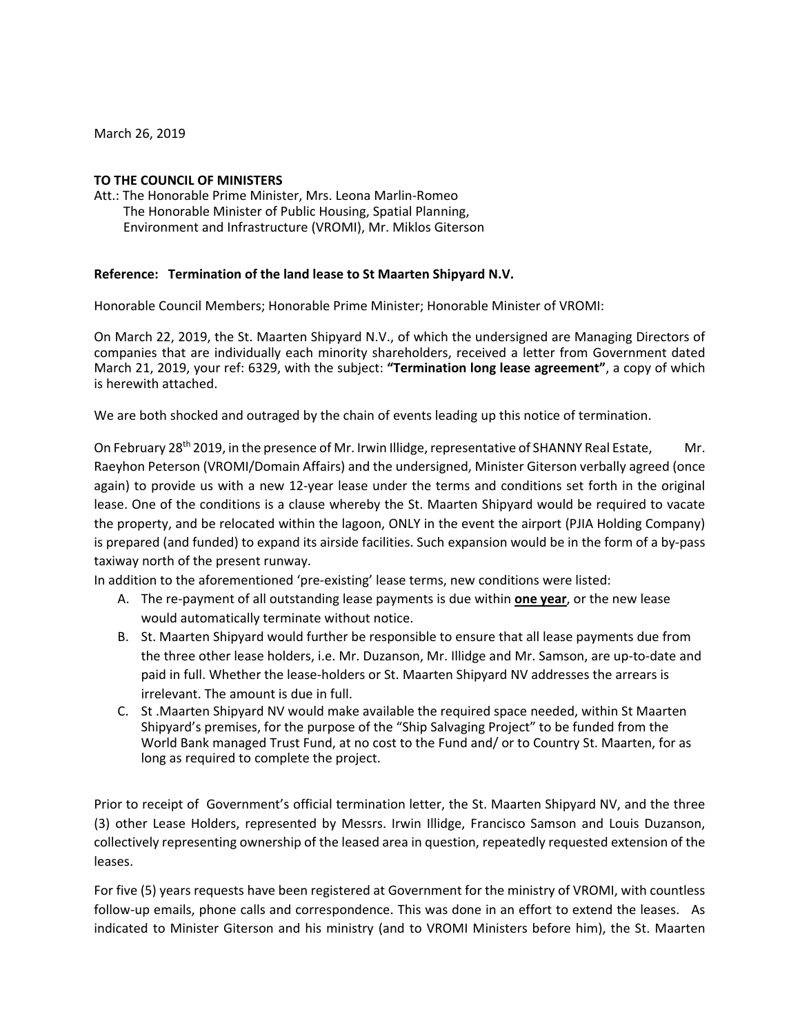March 26, 2019

**TO THE COUNCIL OF MINISTERS**
Att.: The Honorable Prime Minister, Mrs. Leona Marlin-Romeo
The Honorable Minister of Public Housing, Spatial Planning, Environment and Infrastructure (VROMI), Mr. Miklos Giterson

**Reference: Termination of the land lease to St Maarten Shipyard N.V.**

Honorable Council Members; Honorable Prime Minister; Honorable Minister of VROMI:

On March 22, 2019, the St. Maarten Shipyard N.V., of which the undersigned are Managing Directors of companies that are individually each minority shareholders, received a letter from Government dated March 21, 2019, your ref: 6329, with the subject: **"Termination long lease agreement"**, a copy of which is herewith attached.

We are both shocked and outraged by the chain of events leading up this notice of termination.

On February 28th 2019, in the presence of Mr. Irwin Illidge, representative of SHANNY Real Estate, Mr. Raeyhon Peterson (VROMI/Domain Affairs) and the undersigned, Minister Giterson verbally agreed (once again) to provide us with a new 12-year lease under the terms and conditions set forth in the original lease. One of the conditions is a clause whereby the St. Maarten Shipyard would be required to vacate the property, and be relocated within the lagoon, ONLY in the event the airport (PJIA Holding Company) is prepared (and funded) to expand its airside facilities. Such expansion would be in the form of a by-pass taxiway north of the present runway.

In addition to the aforementioned 'pre-existing' lease terms, new conditions were listed:

A. The re-payment of all outstanding lease payments is due within <u>**one year**</u>, or the new lease would automatically terminate without notice.
B. St. Maarten Shipyard would further be responsible to ensure that all lease payments due from the three other lease holders, i.e. Mr. Duzanson, Mr. Illidge and Mr. Samson, are up-to-date and paid in full. Whether the lease-holders or St. Maarten Shipyard NV addresses the arrears is irrelevant. The amount is due in full.
C. St .Maarten Shipyard NV would make available the required space needed, within St Maarten Shipyard's premises, for the purpose of the "Ship Salvaging Project" to be funded from the World Bank managed Trust Fund, at no cost to the Fund and/ or to Country St. Maarten, for as long as required to complete the project.

Prior to receipt of Government's official termination letter, the St. Maarten Shipyard NV, and the three (3) other Lease Holders, represented by Messrs. Irwin Illidge, Francisco Samson and Louis Duzanson, collectively representing ownership of the leased area in question, repeatedly requested extension of the leases.

For five (5) years requests have been registered at Government for the ministry of VROMI, with countless follow-up emails, phone calls and correspondence. This was done in an effort to extend the leases. As indicated to Minister Giterson and his ministry (and to VROMI Ministers before him), the St. Maarten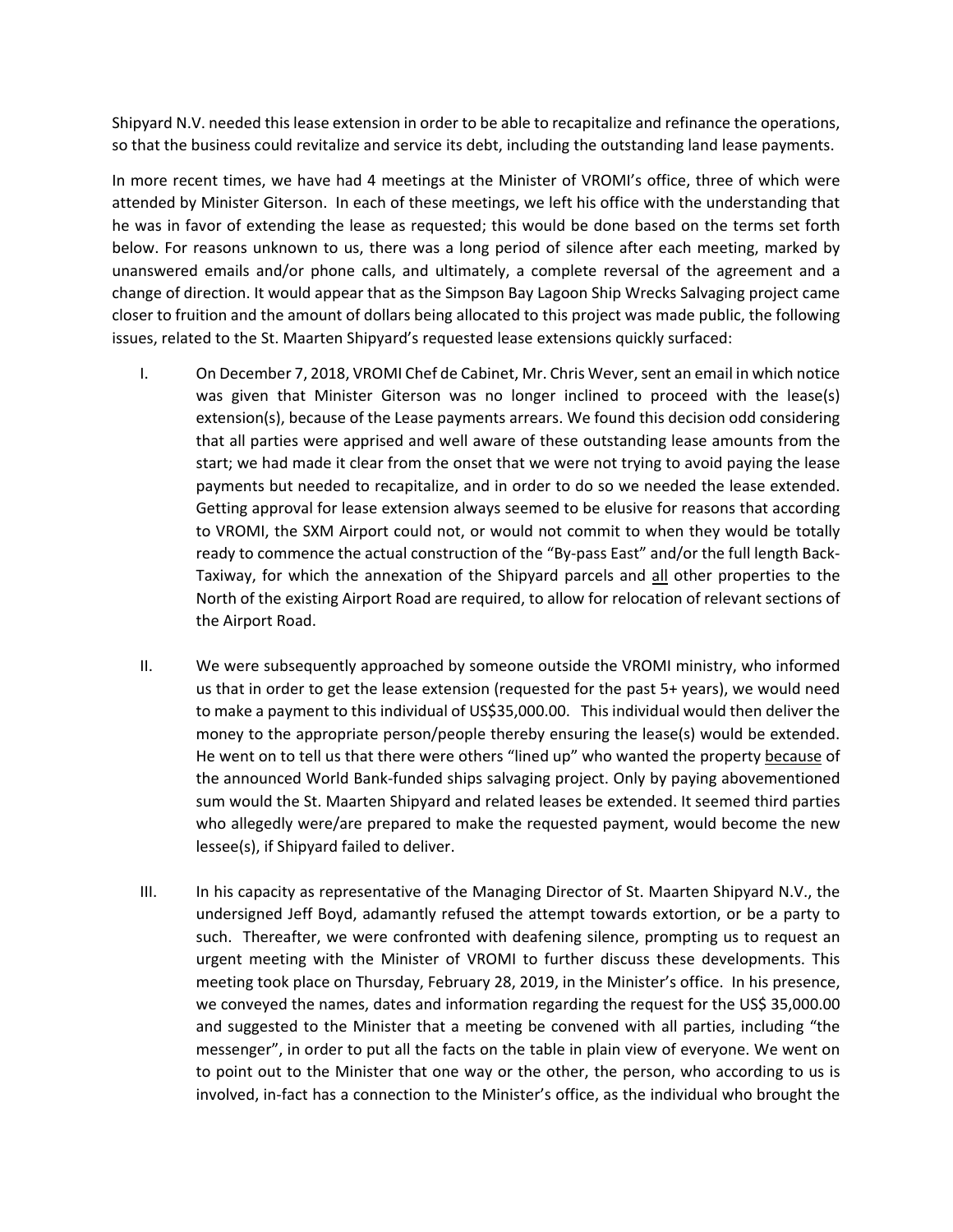Shipyard N.V. needed this lease extension in order to be able to recapitalize and refinance the operations, so that the business could revitalize and service its debt, including the outstanding land lease payments.

In more recent times, we have had 4 meetings at the Minister of VROMI's office, three of which were attended by Minister Giterson. In each of these meetings, we left his office with the understanding that he was in favor of extending the lease as requested; this would be done based on the terms set forth below. For reasons unknown to us, there was a long period of silence after each meeting, marked by unanswered emails and/or phone calls, and ultimately, a complete reversal of the agreement and a change of direction. It would appear that as the Simpson Bay Lagoon Ship Wrecks Salvaging project came closer to fruition and the amount of dollars being allocated to this project was made public, the following issues, related to the St. Maarten Shipyard's requested lease extensions quickly surfaced:

I. On December 7, 2018, VROMI Chef de Cabinet, Mr. Chris Wever, sent an email in which notice was given that Minister Giterson was no longer inclined to proceed with the lease(s) extension(s), because of the Lease payments arrears. We found this decision odd considering that all parties were apprised and well aware of these outstanding lease amounts from the start; we had made it clear from the onset that we were not trying to avoid paying the lease payments but needed to recapitalize, and in order to do so we needed the lease extended. Getting approval for lease extension always seemed to be elusive for reasons that according to VROMI, the SXM Airport could not, or would not commit to when they would be totally ready to commence the actual construction of the "By-pass East" and/or the full length Back-Taxiway, for which the annexation of the Shipyard parcels and <u>all</u> other properties to the North of the existing Airport Road are required, to allow for relocation of relevant sections of the Airport Road.

II. We were subsequently approached by someone outside the VROMI ministry, who informed us that in order to get the lease extension (requested for the past 5+ years), we would need to make a payment to this individual of US$35,000.00. This individual would then deliver the money to the appropriate person/people thereby ensuring the lease(s) would be extended. He went on to tell us that there were others "lined up" who wanted the property <u>because</u> of the announced World Bank-funded ships salvaging project. Only by paying abovementioned sum would the St. Maarten Shipyard and related leases be extended. It seemed third parties who allegedly were/are prepared to make the requested payment, would become the new lessee(s), if Shipyard failed to deliver.

III. In his capacity as representative of the Managing Director of St. Maarten Shipyard N.V., the undersigned Jeff Boyd, adamantly refused the attempt towards extortion, or be a party to such. Thereafter, we were confronted with deafening silence, prompting us to request an urgent meeting with the Minister of VROMI to further discuss these developments. This meeting took place on Thursday, February 28, 2019, in the Minister's office. In his presence, we conveyed the names, dates and information regarding the request for the US$ 35,000.00 and suggested to the Minister that a meeting be convened with all parties, including "the messenger", in order to put all the facts on the table in plain view of everyone. We went on to point out to the Minister that one way or the other, the person, who according to us is involved, in-fact has a connection to the Minister's office, as the individual who brought the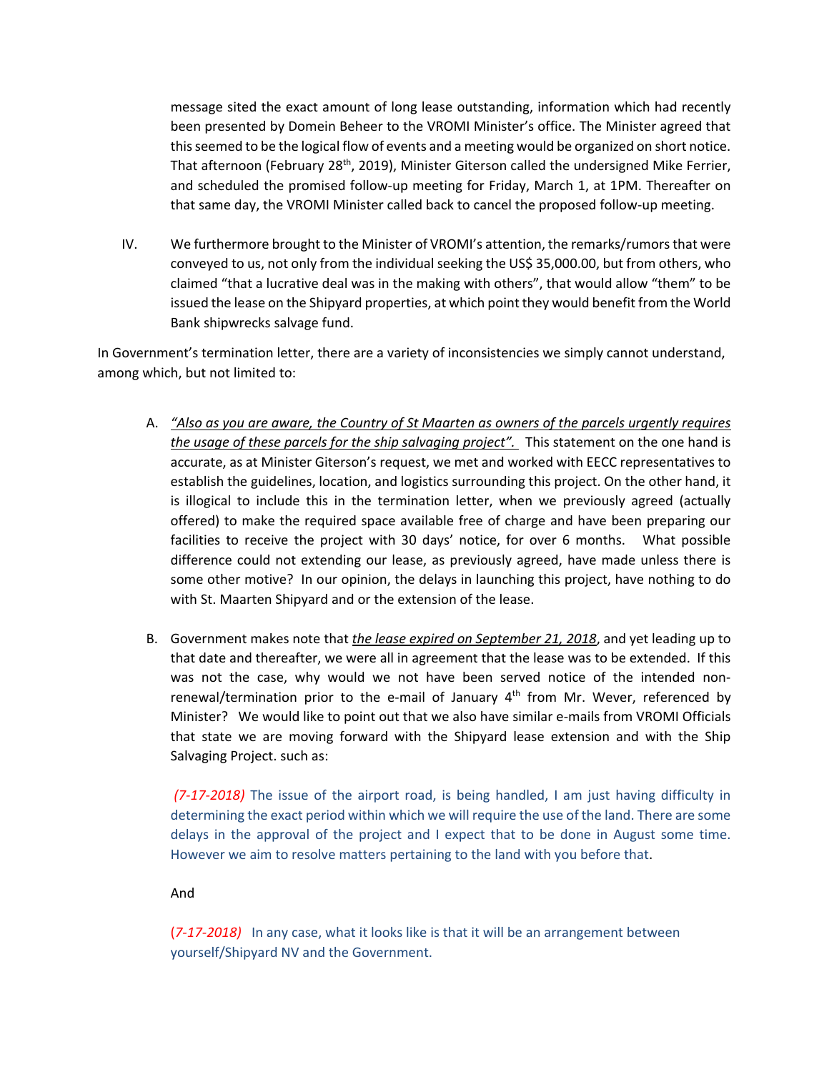message sited the exact amount of long lease outstanding, information which had recently been presented by Domein Beheer to the VROMI Minister's office. The Minister agreed that this seemed to be the logical flow of events and a meeting would be organized on short notice. That afternoon (February 28th, 2019), Minister Giterson called the undersigned Mike Ferrier, and scheduled the promised follow-up meeting for Friday, March 1, at 1PM. Thereafter on that same day, the VROMI Minister called back to cancel the proposed follow-up meeting.

IV. We furthermore brought to the Minister of VROMI's attention, the remarks/rumors that were conveyed to us, not only from the individual seeking the US$ 35,000.00, but from others, who claimed "that a lucrative deal was in the making with others", that would allow "them" to be issued the lease on the Shipyard properties, at which point they would benefit from the World Bank shipwrecks salvage fund.

In Government's termination letter, there are a variety of inconsistencies we simply cannot understand, among which, but not limited to:

A. *"Also as you are aware, the Country of St Maarten as owners of the parcels urgently requires the usage of these parcels for the ship salvaging project".* This statement on the one hand is accurate, as at Minister Giterson's request, we met and worked with EECC representatives to establish the guidelines, location, and logistics surrounding this project. On the other hand, it is illogical to include this in the termination letter, when we previously agreed (actually offered) to make the required space available free of charge and have been preparing our facilities to receive the project with 30 days' notice, for over 6 months. What possible difference could not extending our lease, as previously agreed, have made unless there is some other motive? In our opinion, the delays in launching this project, have nothing to do with St. Maarten Shipyard and or the extension of the lease.

B. Government makes note that *the lease expired on September 21, 2018*, and yet leading up to that date and thereafter, we were all in agreement that the lease was to be extended. If this was not the case, why would we not have been served notice of the intended non-renewal/termination prior to the e-mail of January 4th from Mr. Wever, referenced by Minister? We would like to point out that we also have similar e-mails from VROMI Officials that state we are moving forward with the Shipyard lease extension and with the Ship Salvaging Project. such as:

*(7-17-2018)* The issue of the airport road, is being handled, I am just having difficulty in determining the exact period within which we will require the use of the land. There are some delays in the approval of the project and I expect that to be done in August some time. However we aim to resolve matters pertaining to the land with you before that.

And

*(7-17-2018)* In any case, what it looks like is that it will be an arrangement between yourself/Shipyard NV and the Government.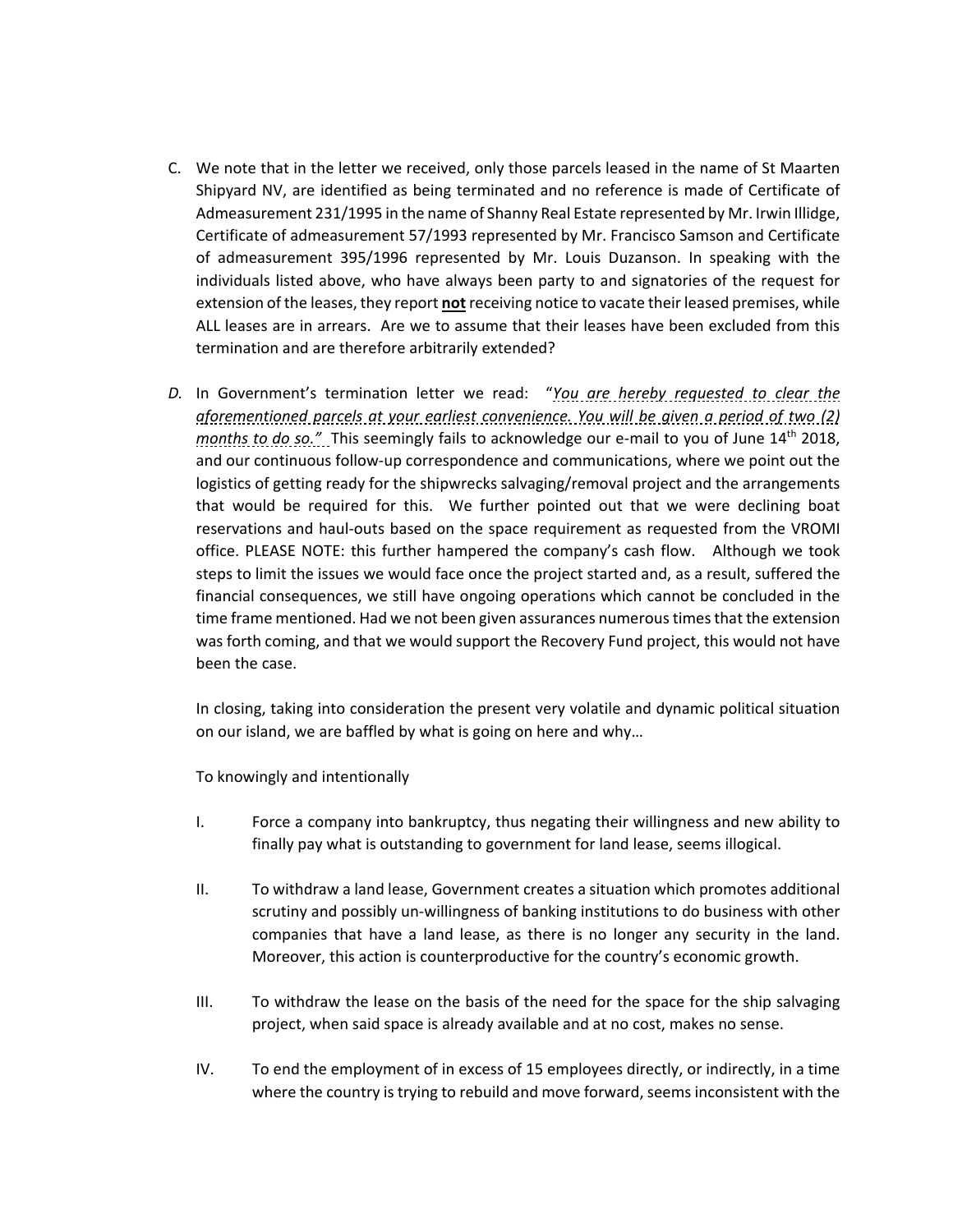C. We note that in the letter we received, only those parcels leased in the name of St Maarten Shipyard NV, are identified as being terminated and no reference is made of Certificate of Admeasurement 231/1995 in the name of Shanny Real Estate represented by Mr. Irwin Illidge, Certificate of admeasurement 57/1993 represented by Mr. Francisco Samson and Certificate of admeasurement 395/1996 represented by Mr. Louis Duzanson. In speaking with the individuals listed above, who have always been party to and signatories of the request for extension of the leases, they report **not** receiving notice to vacate their leased premises, while ALL leases are in arrears. Are we to assume that their leases have been excluded from this termination and are therefore arbitrarily extended?

*D.* In Government's termination letter we read: "*You are hereby requested to clear the aforementioned parcels at your earliest convenience. You will be given a period of two (2) months to do so."* This seemingly fails to acknowledge our e-mail to you of June 14th 2018, and our continuous follow-up correspondence and communications, where we point out the logistics of getting ready for the shipwrecks salvaging/removal project and the arrangements that would be required for this. We further pointed out that we were declining boat reservations and haul-outs based on the space requirement as requested from the VROMI office. PLEASE NOTE: this further hampered the company's cash flow. Although we took steps to limit the issues we would face once the project started and, as a result, suffered the financial consequences, we still have ongoing operations which cannot be concluded in the time frame mentioned. Had we not been given assurances numerous times that the extension was forth coming, and that we would support the Recovery Fund project, this would not have been the case.

In closing, taking into consideration the present very volatile and dynamic political situation on our island, we are baffled by what is going on here and why…

To knowingly and intentionally

I. Force a company into bankruptcy, thus negating their willingness and new ability to finally pay what is outstanding to government for land lease, seems illogical.

II. To withdraw a land lease, Government creates a situation which promotes additional scrutiny and possibly un-willingness of banking institutions to do business with other companies that have a land lease, as there is no longer any security in the land. Moreover, this action is counterproductive for the country's economic growth.

III. To withdraw the lease on the basis of the need for the space for the ship salvaging project, when said space is already available and at no cost, makes no sense.

IV. To end the employment of in excess of 15 employees directly, or indirectly, in a time where the country is trying to rebuild and move forward, seems inconsistent with the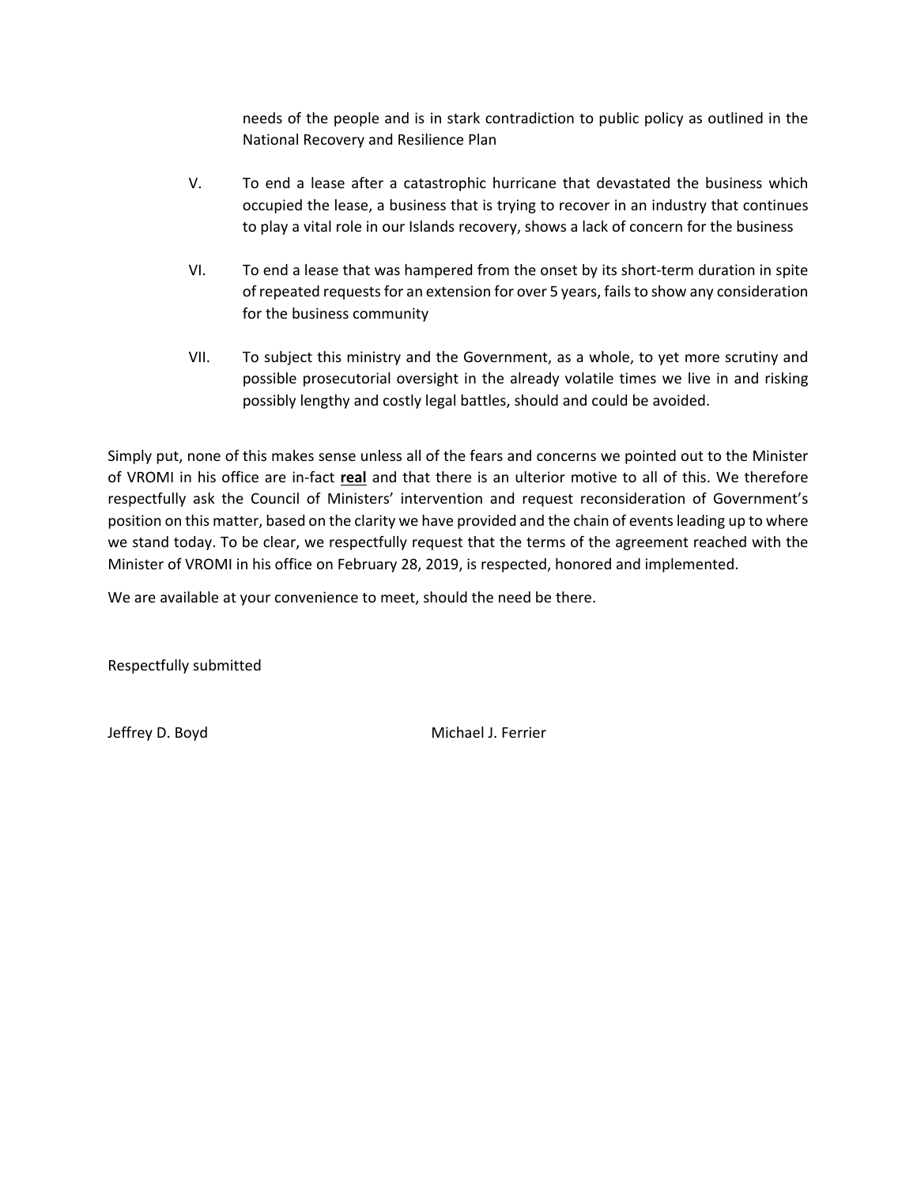needs of the people and is in stark contradiction to public policy as outlined in the National Recovery and Resilience Plan

V. To end a lease after a catastrophic hurricane that devastated the business which occupied the lease, a business that is trying to recover in an industry that continues to play a vital role in our Islands recovery, shows a lack of concern for the business

VI. To end a lease that was hampered from the onset by its short-term duration in spite of repeated requests for an extension for over 5 years, fails to show any consideration for the business community

VII. To subject this ministry and the Government, as a whole, to yet more scrutiny and possible prosecutorial oversight in the already volatile times we live in and risking possibly lengthy and costly legal battles, should and could be avoided.

Simply put, none of this makes sense unless all of the fears and concerns we pointed out to the Minister of VROMI in his office are in-fact **real** and that there is an ulterior motive to all of this. We therefore respectfully ask the Council of Ministers' intervention and request reconsideration of Government's position on this matter, based on the clarity we have provided and the chain of events leading up to where we stand today. To be clear, we respectfully request that the terms of the agreement reached with the Minister of VROMI in his office on February 28, 2019, is respected, honored and implemented.

We are available at your convenience to meet, should the need be there.

Respectfully submitted

Jeffrey D. Boyd

Michael J. Ferrier